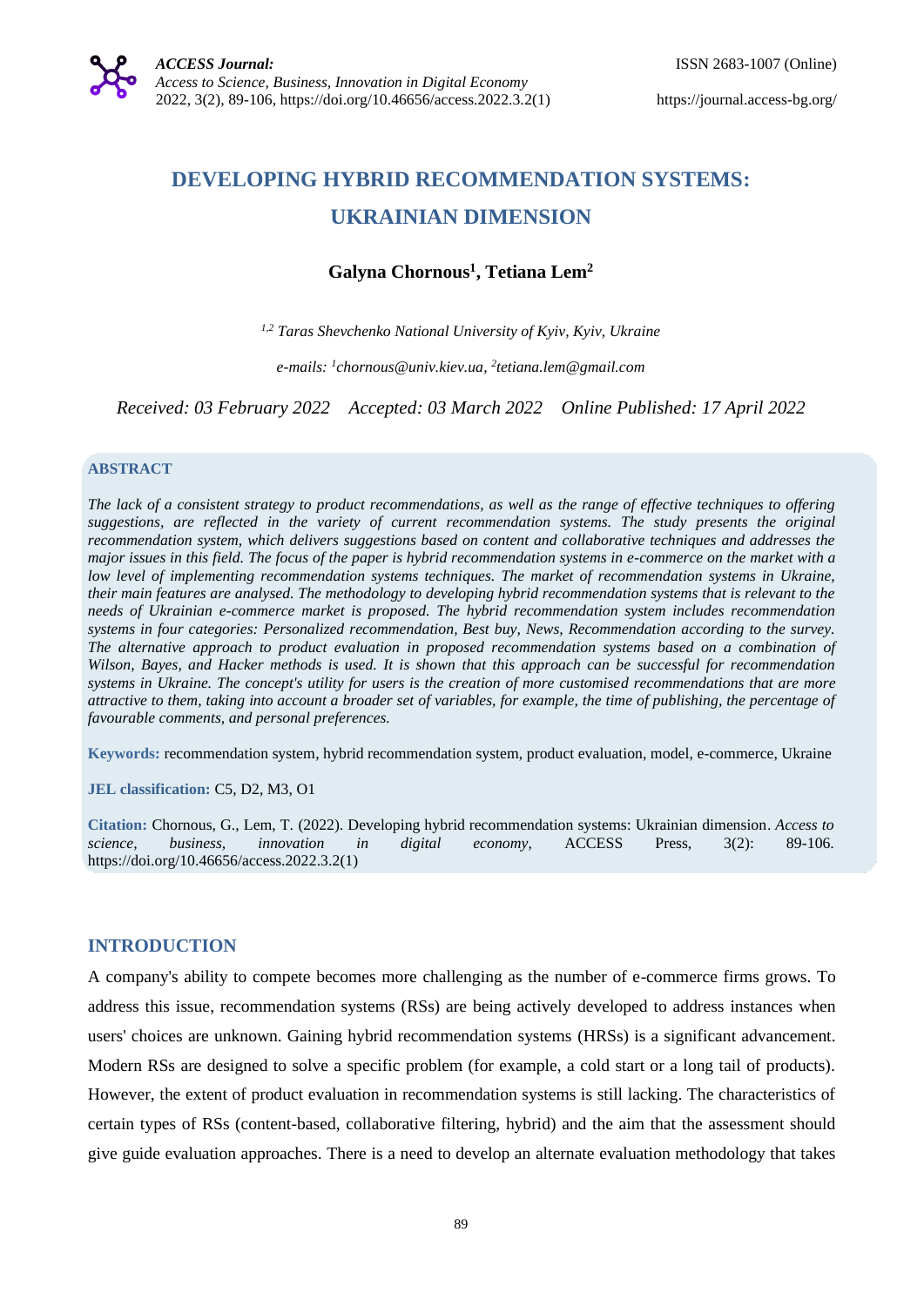# DEVELOPING HYBRID RECOMMENDATION SYSTEMS: UKRAINIAN DIMENSION

**Galyna Chornous[1], Tetiana Lem[2]**

*[1,2] Taras Shevchenko National University of Kyiv, Kyiv, Ukraine*

*e-mails: [1]chornous@univ.kiev.ua, [2]tetiana.lem@gmail.com*

*Received: 03 February 2022 Accepted: 03 March 2022 Online Published: 17 April 2022*

## ABSTRACT

*The lack of a consistent strategy to product recommendations, as well as the range of effective techniques to offering suggestions, are reflected in the variety of current recommendation systems. The study presents the original recommendation system, which delivers suggestions based on content and collaborative techniques and addresses the major issues in this field. The focus of the paper is hybrid recommendation systems in e-commerce on the market with a low level of implementing recommendation systems techniques. The market of recommendation systems in Ukraine, their main features are analysed. The methodology to developing hybrid recommendation systems that is relevant to the needs of Ukrainian e-commerce market is proposed. The hybrid recommendation system includes recommendation systems in four categories: Personalized recommendation, Best buy, News, Recommendation according to the survey. The alternative approach to product evaluation in proposed recommendation systems based on a combination of Wilson, Bayes, and Hacker methods is used. It is shown that this approach can be successful for recommendation systems in Ukraine. The concept's utility for users is the creation of more customised recommendations that are more attractive to them, taking into account a broader set of variables, for example, the time of publishing, the percentage of favourable comments, and personal preferences.*

**Keywords:** recommendation system, hybrid recommendation system, product evaluation, model, e-commerce, Ukraine

**JEL classification:** C5, D2, M3, O1

**Citation:** Chornous, G., Lem, T. (2022). Developing hybrid recommendation systems: Ukrainian dimension. *Access to science, business, innovation in digital economy,* ACCESS Press, 3(2): 89-106. https://doi.org/10.46656/access.2022.3.2(1)

## INTRODUCTION

A company's ability to compete becomes more challenging as the number of e-commerce firms grows. To address this issue, recommendation systems (RSs) are being actively developed to address instances when users' choices are unknown. Gaining hybrid recommendation systems (HRSs) is a significant advancement. Modern RSs are designed to solve a specific problem (for example, a cold start or a long tail of products). However, the extent of product evaluation in recommendation systems is still lacking. The characteristics of certain types of RSs (content-based, collaborative filtering, hybrid) and the aim that the assessment should give guide evaluation approaches. There is a need to develop an alternate evaluation methodology that takes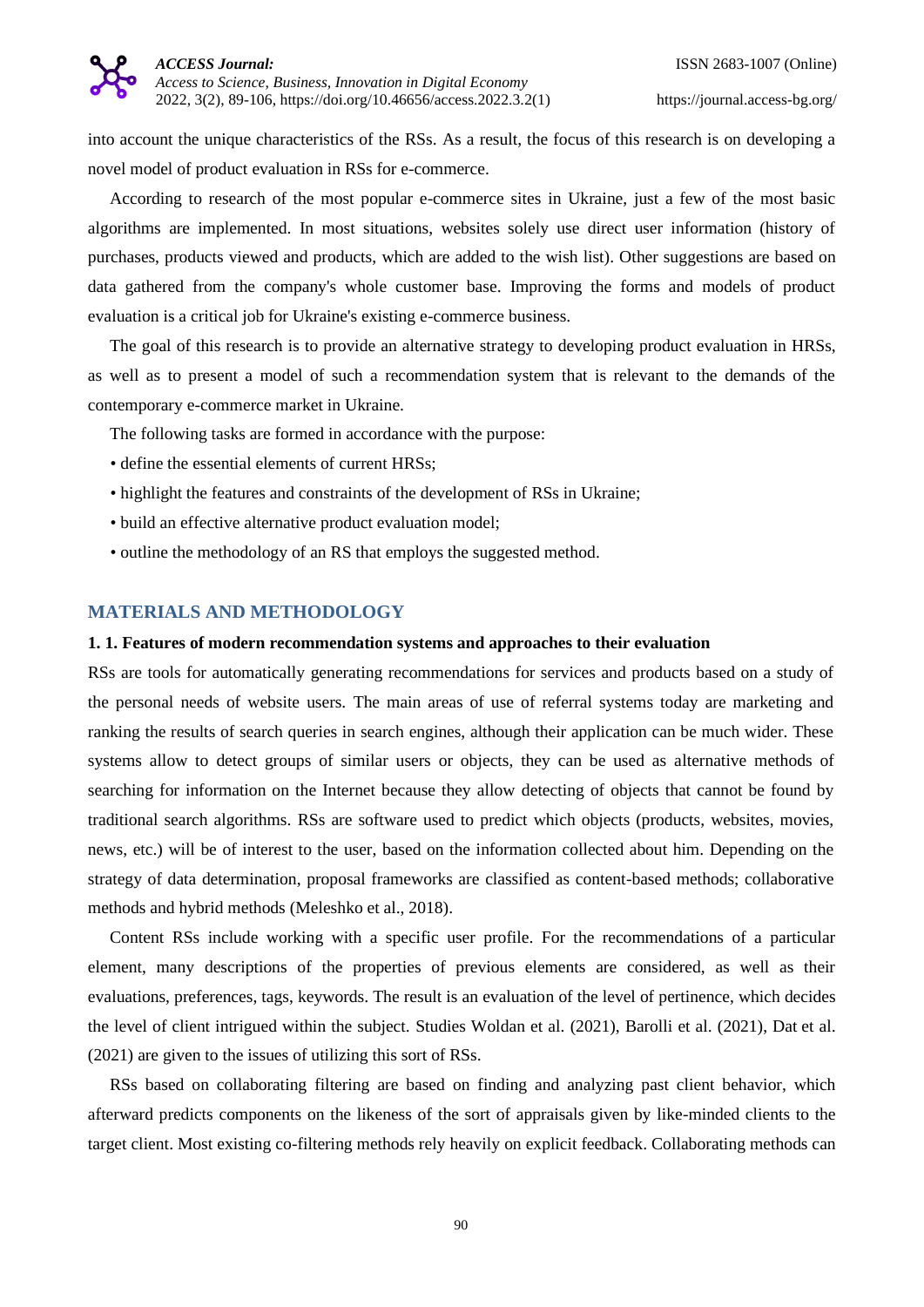into account the unique characteristics of the RSs. As a result, the focus of this research is on developing a novel model of product evaluation in RSs for e-commerce.

According to research of the most popular e-commerce sites in Ukraine, just a few of the most basic algorithms are implemented. In most situations, websites solely use direct user information (history of purchases, products viewed and products, which are added to the wish list). Other suggestions are based on data gathered from the company's whole customer base. Improving the forms and models of product evaluation is a critical job for Ukraine's existing e-commerce business.

The goal of this research is to provide an alternative strategy to developing product evaluation in HRSs, as well as to present a model of such a recommendation system that is relevant to the demands of the contemporary e-commerce market in Ukraine.

The following tasks are formed in accordance with the purpose:

- define the essential elements of current HRSs;
- highlight the features and constraints of the development of RSs in Ukraine;
- build an effective alternative product evaluation model;
- outline the methodology of an RS that employs the suggested method.

## MATERIALS AND METHODOLOGY

### 1. 1. Features of modern recommendation systems and approaches to their evaluation

RSs are tools for automatically generating recommendations for services and products based on a study of the personal needs of website users. The main areas of use of referral systems today are marketing and ranking the results of search queries in search engines, although their application can be much wider. These systems allow to detect groups of similar users or objects, they can be used as alternative methods of searching for information on the Internet because they allow detecting of objects that cannot be found by traditional search algorithms. RSs are software used to predict which objects (products, websites, movies, news, etc.) will be of interest to the user, based on the information collected about him. Depending on the strategy of data determination, proposal frameworks are classified as content-based methods; collaborative methods and hybrid methods (Meleshko et al., 2018).

Content RSs include working with a specific user profile. For the recommendations of a particular element, many descriptions of the properties of previous elements are considered, as well as their evaluations, preferences, tags, keywords. The result is an evaluation of the level of pertinence, which decides the level of client intrigued within the subject. Studies Woldan et al. (2021), Barolli et al. (2021), Dat et al. (2021) are given to the issues of utilizing this sort of RSs.

RSs based on collaborating filtering are based on finding and analyzing past client behavior, which afterward predicts components on the likeness of the sort of appraisals given by like-minded clients to the target client. Most existing co-filtering methods rely heavily on explicit feedback. Collaborating methods can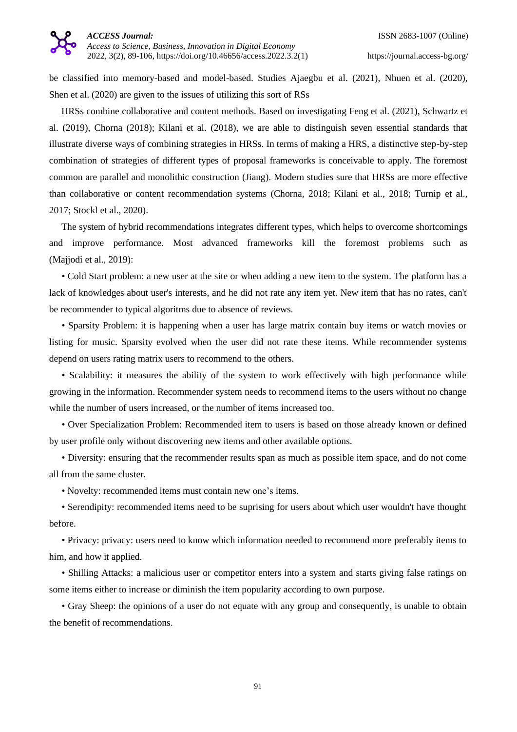be classified into memory-based and model-based. Studies Ajaegbu et al. (2021), Nhuen et al. (2020), Shen et al. (2020) are given to the issues of utilizing this sort of RSs

HRSs combine collaborative and content methods. Based on investigating Feng et al. (2021), Schwartz et al. (2019), Chorna (2018); Kilani et al. (2018), we are able to distinguish seven essential standards that illustrate diverse ways of combining strategies in HRSs. In terms of making a HRS, a distinctive step-by-step combination of strategies of different types of proposal frameworks is conceivable to apply. The foremost common are parallel and monolithic construction (Jiang). Modern studies sure that HRSs are more effective than collaborative or content recommendation systems (Chorna, 2018; Kilani et al., 2018; Turnip et al., 2017; Stockl et al., 2020).

The system of hybrid recommendations integrates different types, which helps to overcome shortcomings and improve performance. Most advanced frameworks kill the foremost problems such as (Majjodi et al., 2019):

• Cold Start problem: a new user at the site or when adding a new item to the system. The platform has a lack of knowledges about user's interests, and he did not rate any item yet. New item that has no rates, can't be recommender to typical algoritms due to absence of reviews.

• Sparsity Problem: it is happening when a user has large matrix contain buy items or watch movies or listing for music. Sparsity evolved when the user did not rate these items. While recommender systems depend on users rating matrix users to recommend to the others.

• Scalability: it measures the ability of the system to work effectively with high performance while growing in the information. Recommender system needs to recommend items to the users without no change while the number of users increased, or the number of items increased too.

• Over Specialization Problem: Recommended item to users is based on those already known or defined by user profile only without discovering new items and other available options.

• Diversity: ensuring that the recommender results span as much as possible item space, and do not come all from the same cluster.

• Novelty: recommended items must contain new one's items.

• Serendipity: recommended items need to be suprising for users about which user wouldn't have thought before.

• Privacy: privacy: users need to know which information needed to recommend more preferably items to him, and how it applied.

• Shilling Attacks: a malicious user or competitor enters into a system and starts giving false ratings on some items either to increase or diminish the item popularity according to own purpose.

• Gray Sheep: the opinions of a user do not equate with any group and consequently, is unable to obtain the benefit of recommendations.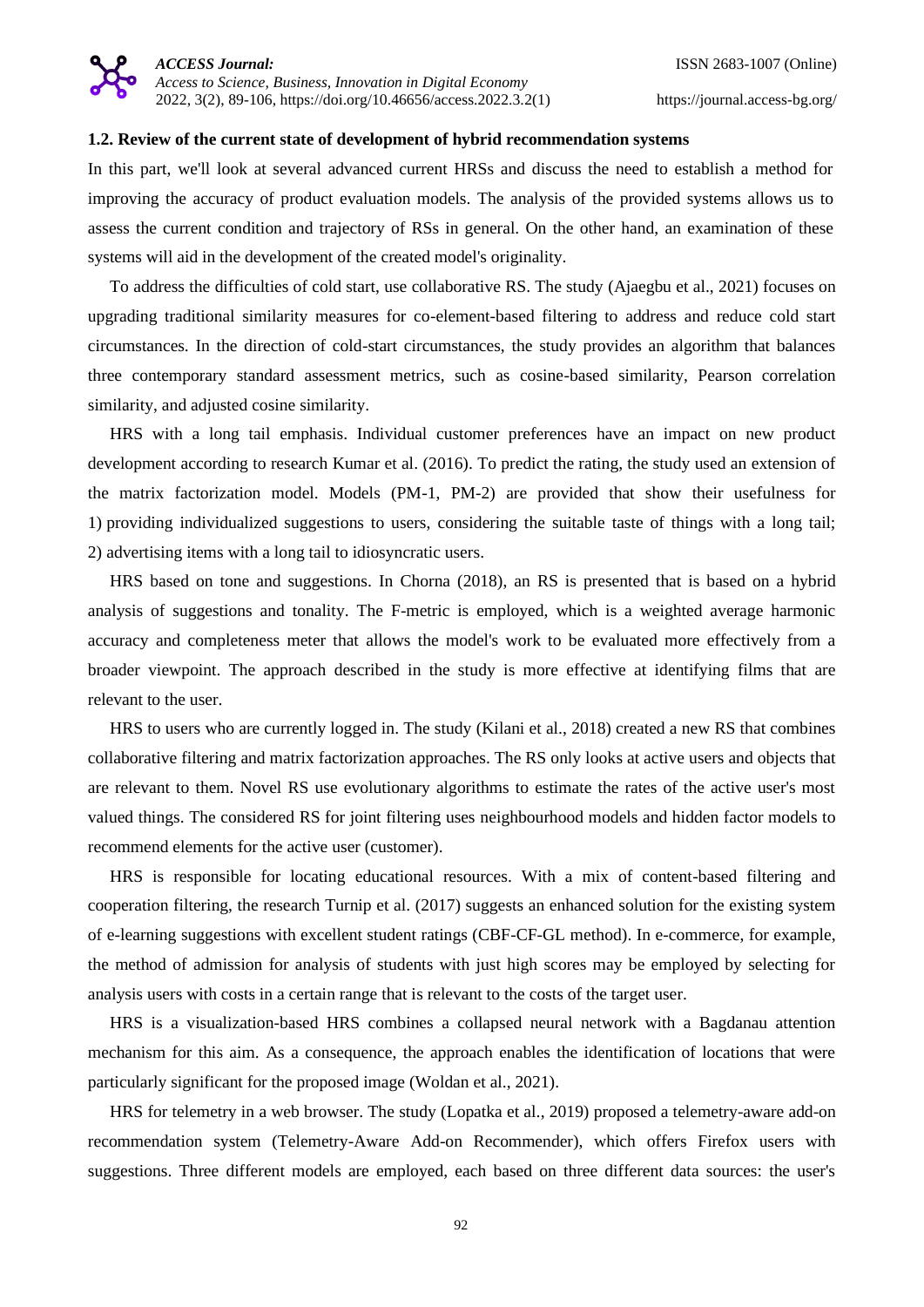### 1.2. Review of the current state of development of hybrid recommendation systems

In this part, we'll look at several advanced current HRSs and discuss the need to establish a method for improving the accuracy of product evaluation models. The analysis of the provided systems allows us to assess the current condition and trajectory of RSs in general. On the other hand, an examination of these systems will aid in the development of the created model's originality.

To address the difficulties of cold start, use collaborative RS. The study (Ajaegbu et al., 2021) focuses on upgrading traditional similarity measures for co-element-based filtering to address and reduce cold start circumstances. In the direction of cold-start circumstances, the study provides an algorithm that balances three contemporary standard assessment metrics, such as cosine-based similarity, Pearson correlation similarity, and adjusted cosine similarity.

HRS with a long tail emphasis. Individual customer preferences have an impact on new product development according to research Kumar et al. (2016). To predict the rating, the study used an extension of the matrix factorization model. Models (PM-1, PM-2) are provided that show their usefulness for 1) providing individualized suggestions to users, considering the suitable taste of things with a long tail; 2) advertising items with a long tail to idiosyncratic users.

HRS based on tone and suggestions. In Chorna (2018), an RS is presented that is based on a hybrid analysis of suggestions and tonality. The F-metric is employed, which is a weighted average harmonic accuracy and completeness meter that allows the model's work to be evaluated more effectively from a broader viewpoint. The approach described in the study is more effective at identifying films that are relevant to the user.

HRS to users who are currently logged in. The study (Kilani et al., 2018) created a new RS that combines collaborative filtering and matrix factorization approaches. The RS only looks at active users and objects that are relevant to them. Novel RS use evolutionary algorithms to estimate the rates of the active user's most valued things. The considered RS for joint filtering uses neighbourhood models and hidden factor models to recommend elements for the active user (customer).

HRS is responsible for locating educational resources. With a mix of content-based filtering and cooperation filtering, the research Turnip et al. (2017) suggests an enhanced solution for the existing system of e-learning suggestions with excellent student ratings (CBF-CF-GL method). In e-commerce, for example, the method of admission for analysis of students with just high scores may be employed by selecting for analysis users with costs in a certain range that is relevant to the costs of the target user.

HRS is a visualization-based HRS combines a collapsed neural network with a Bagdanau attention mechanism for this aim. As a consequence, the approach enables the identification of locations that were particularly significant for the proposed image (Woldan et al., 2021).

HRS for telemetry in a web browser. The study (Lopatka et al., 2019) proposed a telemetry-aware add-on recommendation system (Telemetry-Aware Add-on Recommender), which offers Firefox users with suggestions. Three different models are employed, each based on three different data sources: the user's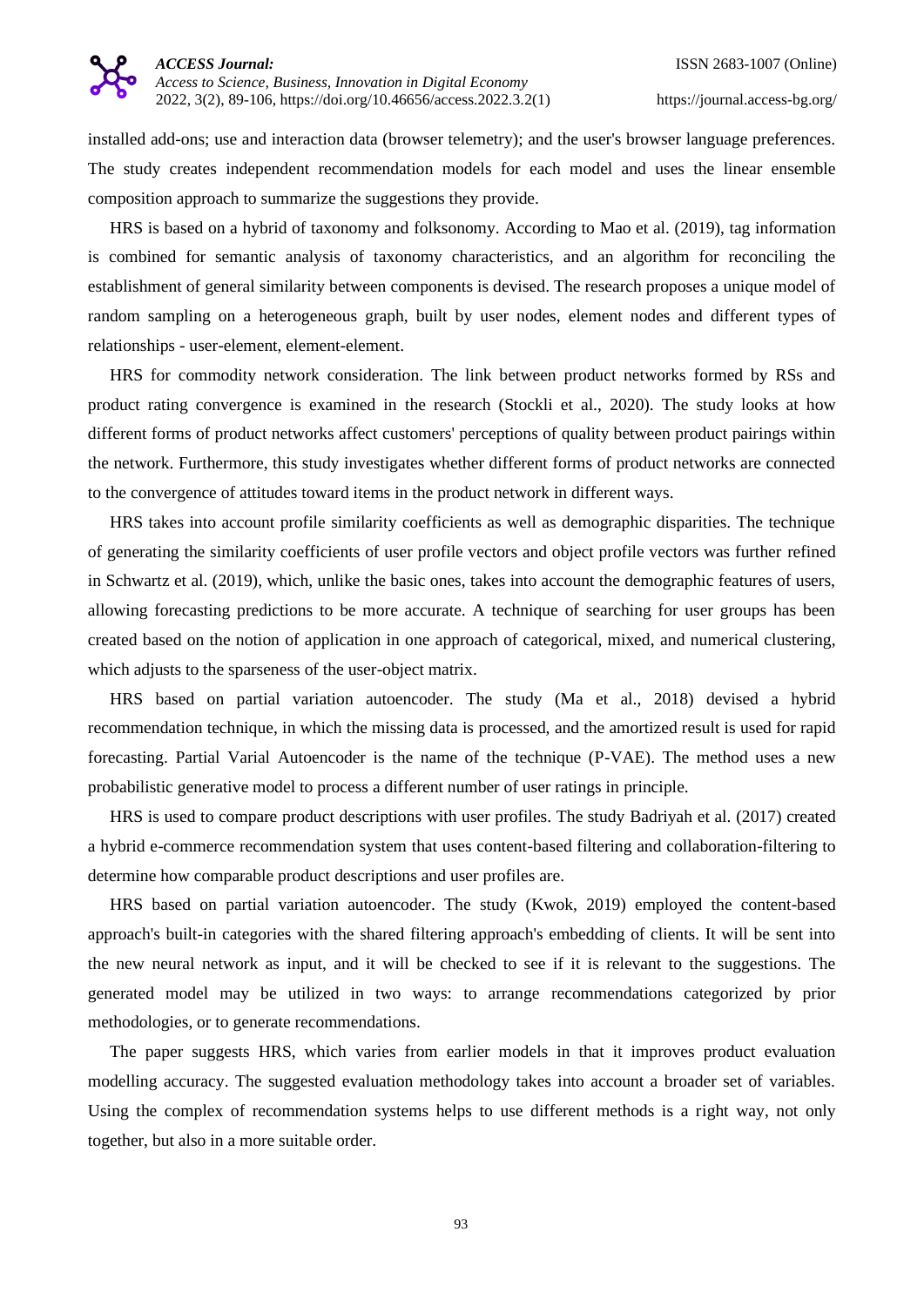installed add-ons; use and interaction data (browser telemetry); and the user's browser language preferences. The study creates independent recommendation models for each model and uses the linear ensemble composition approach to summarize the suggestions they provide.

HRS is based on a hybrid of taxonomy and folksonomy. According to Mao et al. (2019), tag information is combined for semantic analysis of taxonomy characteristics, and an algorithm for reconciling the establishment of general similarity between components is devised. The research proposes a unique model of random sampling on a heterogeneous graph, built by user nodes, element nodes and different types of relationships - user-element, element-element.

HRS for commodity network consideration. The link between product networks formed by RSs and product rating convergence is examined in the research (Stockli et al., 2020). The study looks at how different forms of product networks affect customers' perceptions of quality between product pairings within the network. Furthermore, this study investigates whether different forms of product networks are connected to the convergence of attitudes toward items in the product network in different ways.

HRS takes into account profile similarity coefficients as well as demographic disparities. The technique of generating the similarity coefficients of user profile vectors and object profile vectors was further refined in Schwartz et al. (2019), which, unlike the basic ones, takes into account the demographic features of users, allowing forecasting predictions to be more accurate. A technique of searching for user groups has been created based on the notion of application in one approach of categorical, mixed, and numerical clustering, which adjusts to the sparseness of the user-object matrix.

HRS based on partial variation autoencoder. The study (Ma et al., 2018) devised a hybrid recommendation technique, in which the missing data is processed, and the amortized result is used for rapid forecasting. Partial Varial Autoencoder is the name of the technique (P-VAE). The method uses a new probabilistic generative model to process a different number of user ratings in principle.

HRS is used to compare product descriptions with user profiles. The study Badriyah et al. (2017) created a hybrid e-commerce recommendation system that uses content-based filtering and collaboration-filtering to determine how comparable product descriptions and user profiles are.

HRS based on partial variation autoencoder. The study (Kwok, 2019) employed the content-based approach's built-in categories with the shared filtering approach's embedding of clients. It will be sent into the new neural network as input, and it will be checked to see if it is relevant to the suggestions. The generated model may be utilized in two ways: to arrange recommendations categorized by prior methodologies, or to generate recommendations.

The paper suggests HRS, which varies from earlier models in that it improves product evaluation modelling accuracy. The suggested evaluation methodology takes into account a broader set of variables. Using the complex of recommendation systems helps to use different methods is a right way, not only together, but also in a more suitable order.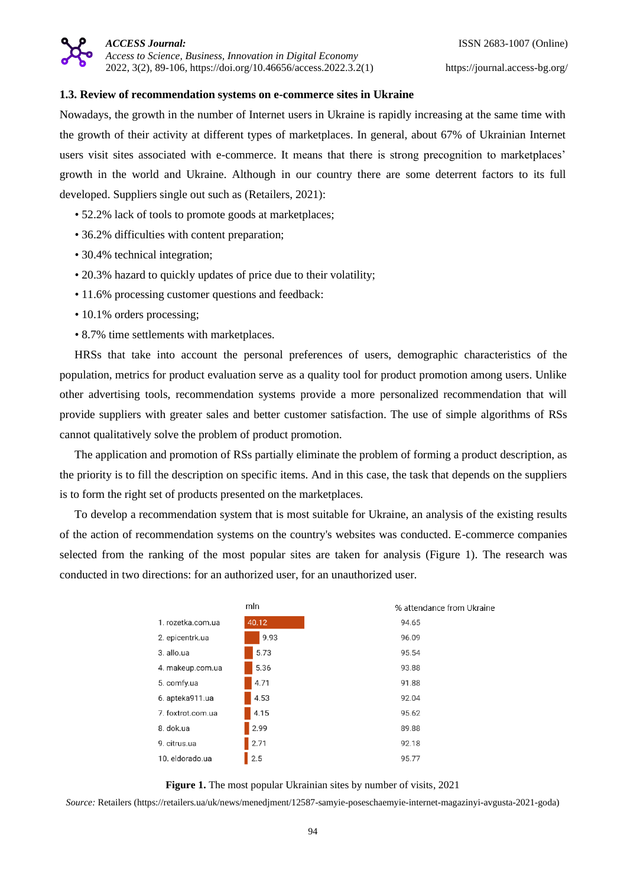### 1.3. Review of recommendation systems on e-commerce sites in Ukraine

Nowadays, the growth in the number of Internet users in Ukraine is rapidly increasing at the same time with the growth of their activity at different types of marketplaces. In general, about 67% of Ukrainian Internet users visit sites associated with e-commerce. It means that there is strong precognition to marketplaces' growth in the world and Ukraine. Although in our country there are some deterrent factors to its full developed. Suppliers single out such as (Retailers, 2021):

- 52.2% lack of tools to promote goods at marketplaces;
- 36.2% difficulties with content preparation;
- 30.4% technical integration;
- 20.3% hazard to quickly updates of price due to their volatility;
- 11.6% processing customer questions and feedback:
- 10.1% orders processing;
- 8.7% time settlements with marketplaces.

HRSs that take into account the personal preferences of users, demographic characteristics of the population, metrics for product evaluation serve as a quality tool for product promotion among users. Unlike other advertising tools, recommendation systems provide a more personalized recommendation that will provide suppliers with greater sales and better customer satisfaction. The use of simple algorithms of RSs cannot qualitatively solve the problem of product promotion.

The application and promotion of RSs partially eliminate the problem of forming a product description, as the priority is to fill the description on specific items. And in this case, the task that depends on the suppliers is to form the right set of products presented on the marketplaces.

To develop a recommendation system that is most suitable for Ukraine, an analysis of the existing results of the action of recommendation systems on the country's websites was conducted. E-commerce companies selected from the ranking of the most popular sites are taken for analysis (Figure 1). The research was conducted in two directions: for an authorized user, for an unauthorized user.

mln

% attendance from Ukraine

1. rozetka.com.ua 40.12 94.65
2. epicentrk.ua 9.93 96.09
3. allo.ua 5.73 95.54
4. makeup.com.ua 5.36 93.88
5. comfy.ua 4.71 91.88
6. apteka911.ua 4.53 92.04
7. foxtrot.com.ua 4.15 95.62
8. dok.ua 2.99 89.88
9. citrus.ua 2.71 92.18
10. eldorado.ua 2.5 95.77

**Figure 1.** The most popular Ukrainian sites by number of visits, 2021

*Source:* Retailers (https://retailers.ua/uk/news/menedjment/12587-samyie-poseschaemyie-internet-magazinyi-avgusta-2021-goda)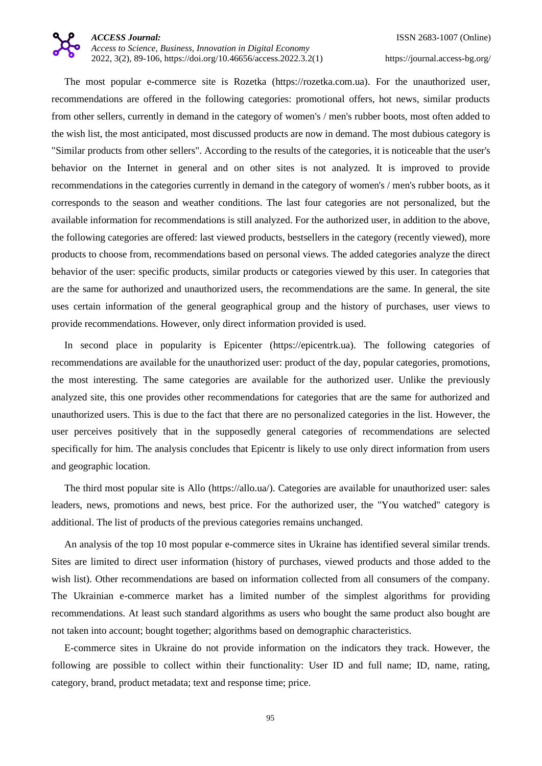The most popular e-commerce site is Rozetka (https://rozetka.com.ua). For the unauthorized user, recommendations are offered in the following categories: promotional offers, hot news, similar products from other sellers, currently in demand in the category of women's / men's rubber boots, most often added to the wish list, the most anticipated, most discussed products are now in demand. The most dubious category is "Similar products from other sellers". According to the results of the categories, it is noticeable that the user's behavior on the Internet in general and on other sites is not analyzed. It is improved to provide recommendations in the categories currently in demand in the category of women's / men's rubber boots, as it corresponds to the season and weather conditions. The last four categories are not personalized, but the available information for recommendations is still analyzed. For the authorized user, in addition to the above, the following categories are offered: last viewed products, bestsellers in the category (recently viewed), more products to choose from, recommendations based on personal views. The added categories analyze the direct behavior of the user: specific products, similar products or categories viewed by this user. In categories that are the same for authorized and unauthorized users, the recommendations are the same. In general, the site uses certain information of the general geographical group and the history of purchases, user views to provide recommendations. However, only direct information provided is used.

In second place in popularity is Epicenter (https://epicentrk.ua). The following categories of recommendations are available for the unauthorized user: product of the day, popular categories, promotions, the most interesting. The same categories are available for the authorized user. Unlike the previously analyzed site, this one provides other recommendations for categories that are the same for authorized and unauthorized users. This is due to the fact that there are no personalized categories in the list. However, the user perceives positively that in the supposedly general categories of recommendations are selected specifically for him. The analysis concludes that Epicentr is likely to use only direct information from users and geographic location.

The third most popular site is Allo (https://allo.ua/). Categories are available for unauthorized user: sales leaders, news, promotions and news, best price. For the authorized user, the "You watched" category is additional. The list of products of the previous categories remains unchanged.

An analysis of the top 10 most popular e-commerce sites in Ukraine has identified several similar trends. Sites are limited to direct user information (history of purchases, viewed products and those added to the wish list). Other recommendations are based on information collected from all consumers of the company. The Ukrainian e-commerce market has a limited number of the simplest algorithms for providing recommendations. At least such standard algorithms as users who bought the same product also bought are not taken into account; bought together; algorithms based on demographic characteristics.

E-commerce sites in Ukraine do not provide information on the indicators they track. However, the following are possible to collect within their functionality: User ID and full name; ID, name, rating, category, brand, product metadata; text and response time; price.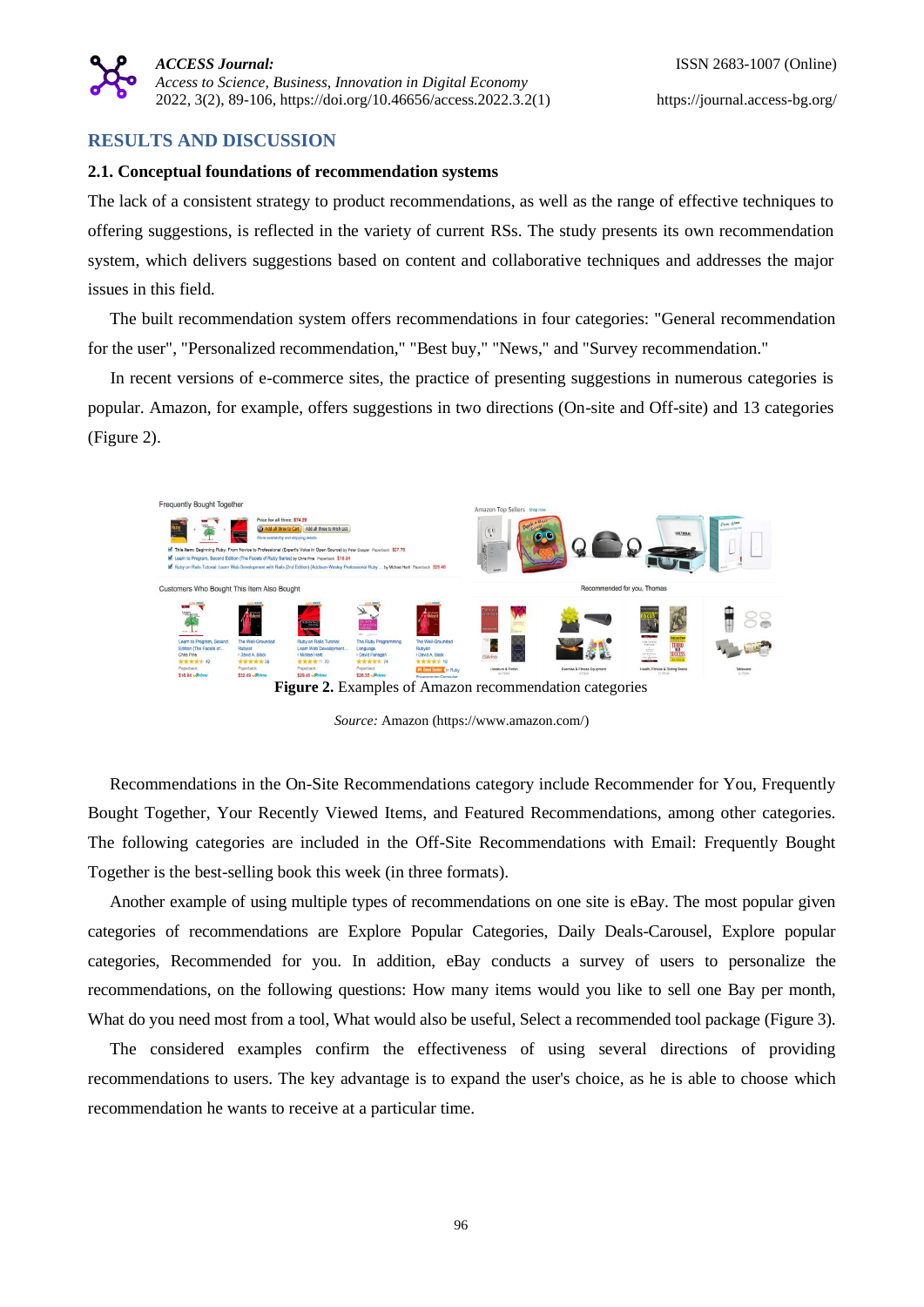## RESULTS AND DISCUSSION

### 2.1. Conceptual foundations of recommendation systems

The lack of a consistent strategy to product recommendations, as well as the range of effective techniques to offering suggestions, is reflected in the variety of current RSs. The study presents its own recommendation system, which delivers suggestions based on content and collaborative techniques and addresses the major issues in this field.

The built recommendation system offers recommendations in four categories: "General recommendation for the user", "Personalized recommendation," "Best buy," "News," and "Survey recommendation."

In recent versions of e-commerce sites, the practice of presenting suggestions in numerous categories is popular. Amazon, for example, offers suggestions in two directions (On-site and Off-site) and 13 categories (Figure 2).

**Figure 2.** Examples of Amazon recommendation categories

*Source:* Amazon (https://www.amazon.com/)

Recommendations in the On-Site Recommendations category include Recommender for You, Frequently Bought Together, Your Recently Viewed Items, and Featured Recommendations, among other categories. The following categories are included in the Off-Site Recommendations with Email: Frequently Bought Together is the best-selling book this week (in three formats).

Another example of using multiple types of recommendations on one site is eBay. The most popular given categories of recommendations are Explore Popular Categories, Daily Deals-Carousel, Explore popular categories, Recommended for you. In addition, eBay conducts a survey of users to personalize the recommendations, on the following questions: How many items would you like to sell one Bay per month, What do you need most from a tool, What would also be useful, Select a recommended tool package (Figure 3).

The considered examples confirm the effectiveness of using several directions of providing recommendations to users. The key advantage is to expand the user's choice, as he is able to choose which recommendation he wants to receive at a particular time.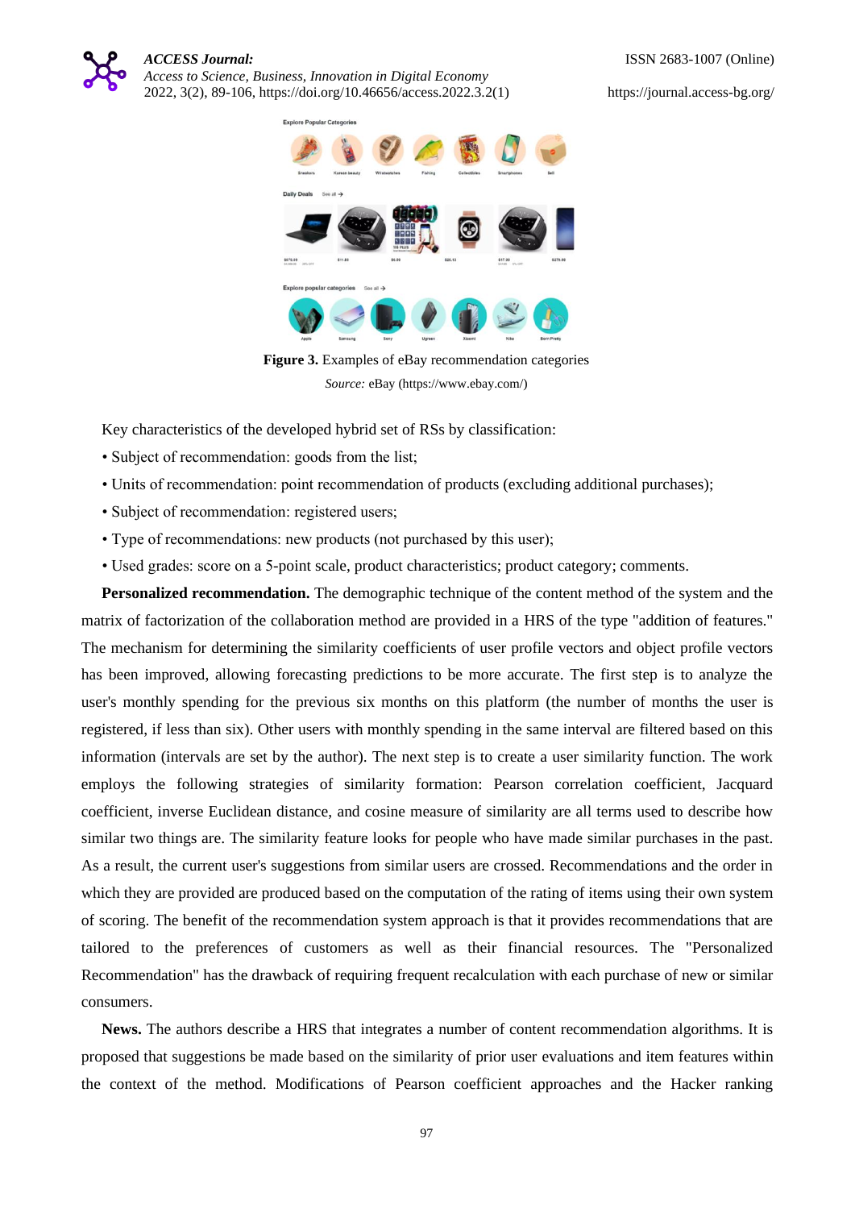Figure 3. Examples of eBay recommendation categories

*Source:* eBay (https://www.ebay.com/)

Key characteristics of the developed hybrid set of RSs by classification:

• Subject of recommendation: goods from the list;

• Units of recommendation: point recommendation of products (excluding additional purchases);

• Subject of recommendation: registered users;

• Type of recommendations: new products (not purchased by this user);

• Used grades: score on a 5-point scale, product characteristics; product category; comments.

**Personalized recommendation.** The demographic technique of the content method of the system and the matrix of factorization of the collaboration method are provided in a HRS of the type "addition of features." The mechanism for determining the similarity coefficients of user profile vectors and object profile vectors has been improved, allowing forecasting predictions to be more accurate. The first step is to analyze the user's monthly spending for the previous six months on this platform (the number of months the user is registered, if less than six). Other users with monthly spending in the same interval are filtered based on this information (intervals are set by the author). The next step is to create a user similarity function. The work employs the following strategies of similarity formation: Pearson correlation coefficient, Jacquard coefficient, inverse Euclidean distance, and cosine measure of similarity are all terms used to describe how similar two things are. The similarity feature looks for people who have made similar purchases in the past. As a result, the current user's suggestions from similar users are crossed. Recommendations and the order in which they are provided are produced based on the computation of the rating of items using their own system of scoring. The benefit of the recommendation system approach is that it provides recommendations that are tailored to the preferences of customers as well as their financial resources. The "Personalized Recommendation" has the drawback of requiring frequent recalculation with each purchase of new or similar consumers.

**News.** The authors describe a HRS that integrates a number of content recommendation algorithms. It is proposed that suggestions be made based on the similarity of prior user evaluations and item features within the context of the method. Modifications of Pearson coefficient approaches and the Hacker ranking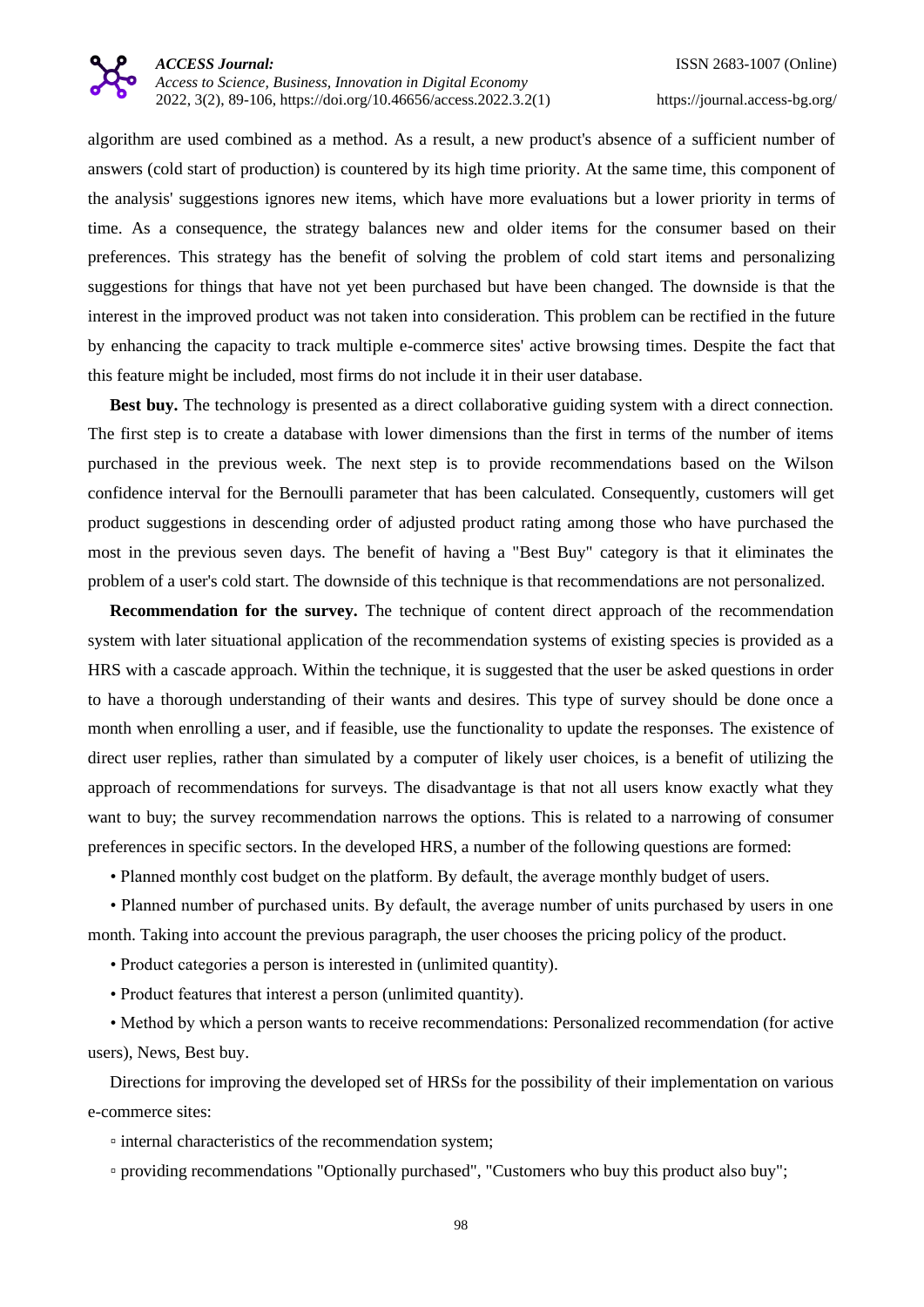algorithm are used combined as a method. As a result, a new product's absence of a sufficient number of answers (cold start of production) is countered by its high time priority. At the same time, this component of the analysis' suggestions ignores new items, which have more evaluations but a lower priority in terms of time. As a consequence, the strategy balances new and older items for the consumer based on their preferences. This strategy has the benefit of solving the problem of cold start items and personalizing suggestions for things that have not yet been purchased but have been changed. The downside is that the interest in the improved product was not taken into consideration. This problem can be rectified in the future by enhancing the capacity to track multiple e-commerce sites' active browsing times. Despite the fact that this feature might be included, most firms do not include it in their user database.

**Best buy.** The technology is presented as a direct collaborative guiding system with a direct connection. The first step is to create a database with lower dimensions than the first in terms of the number of items purchased in the previous week. The next step is to provide recommendations based on the Wilson confidence interval for the Bernoulli parameter that has been calculated. Consequently, customers will get product suggestions in descending order of adjusted product rating among those who have purchased the most in the previous seven days. The benefit of having a "Best Buy" category is that it eliminates the problem of a user's cold start. The downside of this technique is that recommendations are not personalized.

**Recommendation for the survey.** The technique of content direct approach of the recommendation system with later situational application of the recommendation systems of existing species is provided as a HRS with a cascade approach. Within the technique, it is suggested that the user be asked questions in order to have a thorough understanding of their wants and desires. This type of survey should be done once a month when enrolling a user, and if feasible, use the functionality to update the responses. The existence of direct user replies, rather than simulated by a computer of likely user choices, is a benefit of utilizing the approach of recommendations for surveys. The disadvantage is that not all users know exactly what they want to buy; the survey recommendation narrows the options. This is related to a narrowing of consumer preferences in specific sectors. In the developed HRS, a number of the following questions are formed:

- Planned monthly cost budget on the platform. By default, the average monthly budget of users.
- Planned number of purchased units. By default, the average number of units purchased by users in one month. Taking into account the previous paragraph, the user chooses the pricing policy of the product.
- Product categories a person is interested in (unlimited quantity).
- Product features that interest a person (unlimited quantity).
- Method by which a person wants to receive recommendations: Personalized recommendation (for active users), News, Best buy.

Directions for improving the developed set of HRSs for the possibility of their implementation on various e-commerce sites:

- internal characteristics of the recommendation system;
- providing recommendations "Optionally purchased", "Customers who buy this product also buy";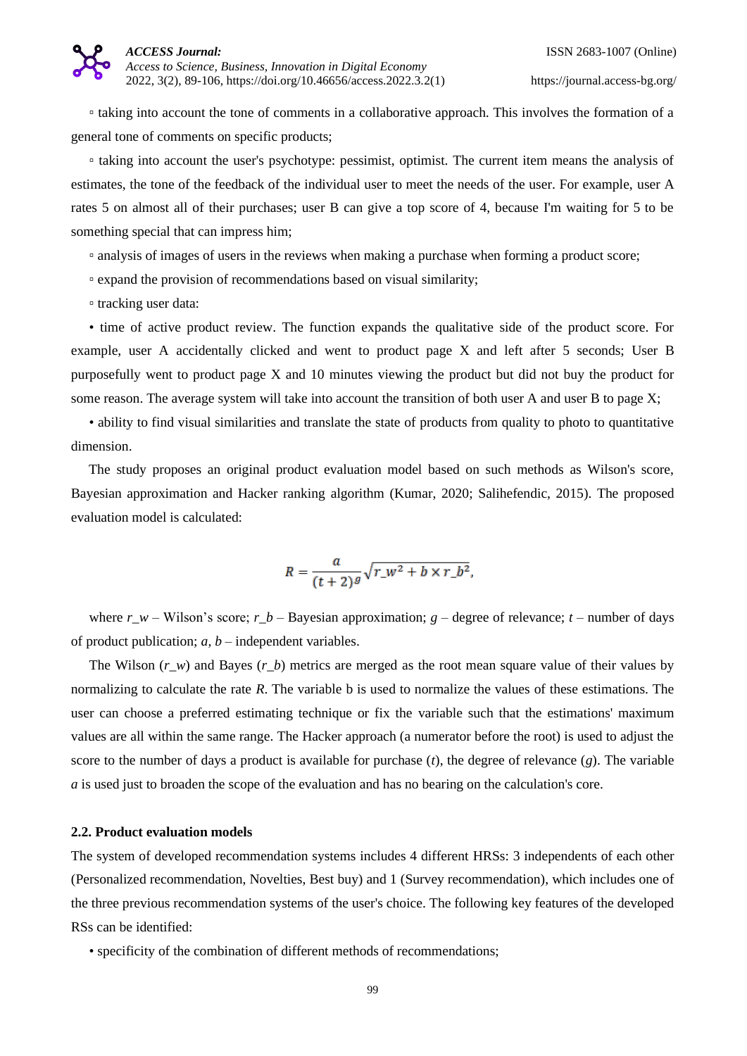▫ taking into account the tone of comments in a collaborative approach. This involves the formation of a general tone of comments on specific products;

▫ taking into account the user's psychotype: pessimist, optimist. The current item means the analysis of estimates, the tone of the feedback of the individual user to meet the needs of the user. For example, user A rates 5 on almost all of their purchases; user B can give a top score of 4, because I'm waiting for 5 to be something special that can impress him;

▫ analysis of images of users in the reviews when making a purchase when forming a product score;

▫ expand the provision of recommendations based on visual similarity;

▫ tracking user data:

• time of active product review. The function expands the qualitative side of the product score. For example, user A accidentally clicked and went to product page X and left after 5 seconds; User B purposefully went to product page X and 10 minutes viewing the product but did not buy the product for some reason. The average system will take into account the transition of both user A and user B to page X;

• ability to find visual similarities and translate the state of products from quality to photo to quantitative dimension.

The study proposes an original product evaluation model based on such methods as Wilson's score, Bayesian approximation and Hacker ranking algorithm (Kumar, 2020; Salihefendic, 2015). The proposed evaluation model is calculated:

$$R = \frac{a}{(t+2)^g}\sqrt{r\_w^2 + b \times r\_b^2},$$

where $r\_w$ – Wilson's score; $r\_b$ – Bayesian approximation; $g$ – degree of relevance; $t$ – number of days of product publication; $a$, $b$ – independent variables.

The Wilson ($r\_w$) and Bayes ($r\_b$) metrics are merged as the root mean square value of their values by normalizing to calculate the rate $R$. The variable b is used to normalize the values of these estimations. The user can choose a preferred estimating technique or fix the variable such that the estimations' maximum values are all within the same range. The Hacker approach (a numerator before the root) is used to adjust the score to the number of days a product is available for purchase ($t$), the degree of relevance ($g$). The variable $a$ is used just to broaden the scope of the evaluation and has no bearing on the calculation's core.

### 2.2. Product evaluation models

The system of developed recommendation systems includes 4 different HRSs: 3 independents of each other (Personalized recommendation, Novelties, Best buy) and 1 (Survey recommendation), which includes one of the three previous recommendation systems of the user's choice. The following key features of the developed RSs can be identified:

• specificity of the combination of different methods of recommendations;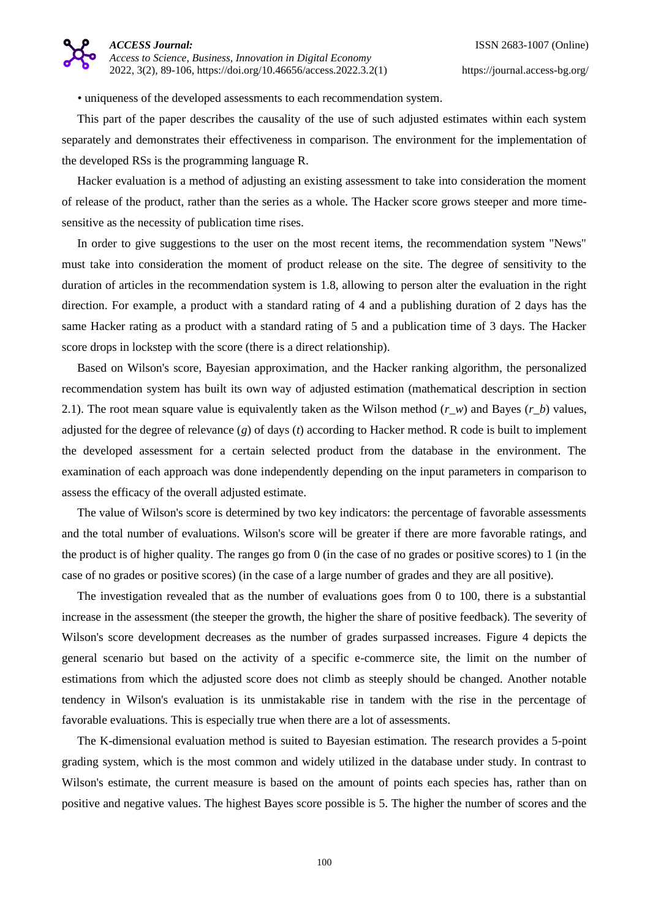• uniqueness of the developed assessments to each recommendation system.

This part of the paper describes the causality of the use of such adjusted estimates within each system separately and demonstrates their effectiveness in comparison. The environment for the implementation of the developed RSs is the programming language R.

Hacker evaluation is a method of adjusting an existing assessment to take into consideration the moment of release of the product, rather than the series as a whole. The Hacker score grows steeper and more time-sensitive as the necessity of publication time rises.

In order to give suggestions to the user on the most recent items, the recommendation system "News" must take into consideration the moment of product release on the site. The degree of sensitivity to the duration of articles in the recommendation system is 1.8, allowing to person alter the evaluation in the right direction. For example, a product with a standard rating of 4 and a publishing duration of 2 days has the same Hacker rating as a product with a standard rating of 5 and a publication time of 3 days. The Hacker score drops in lockstep with the score (there is a direct relationship).

Based on Wilson's score, Bayesian approximation, and the Hacker ranking algorithm, the personalized recommendation system has built its own way of adjusted estimation (mathematical description in section 2.1). The root mean square value is equivalently taken as the Wilson method ($r\_w$) and Bayes ($r\_b$) values, adjusted for the degree of relevance ($g$) of days ($t$) according to Hacker method. R code is built to implement the developed assessment for a certain selected product from the database in the environment. The examination of each approach was done independently depending on the input parameters in comparison to assess the efficacy of the overall adjusted estimate.

The value of Wilson's score is determined by two key indicators: the percentage of favorable assessments and the total number of evaluations. Wilson's score will be greater if there are more favorable ratings, and the product is of higher quality. The ranges go from 0 (in the case of no grades or positive scores) to 1 (in the case of no grades or positive scores) (in the case of a large number of grades and they are all positive).

The investigation revealed that as the number of evaluations goes from 0 to 100, there is a substantial increase in the assessment (the steeper the growth, the higher the share of positive feedback). The severity of Wilson's score development decreases as the number of grades surpassed increases. Figure 4 depicts the general scenario but based on the activity of a specific e-commerce site, the limit on the number of estimations from which the adjusted score does not climb as steeply should be changed. Another notable tendency in Wilson's evaluation is its unmistakable rise in tandem with the rise in the percentage of favorable evaluations. This is especially true when there are a lot of assessments.

The K-dimensional evaluation method is suited to Bayesian estimation. The research provides a 5-point grading system, which is the most common and widely utilized in the database under study. In contrast to Wilson's estimate, the current measure is based on the amount of points each species has, rather than on positive and negative values. The highest Bayes score possible is 5. The higher the number of scores and the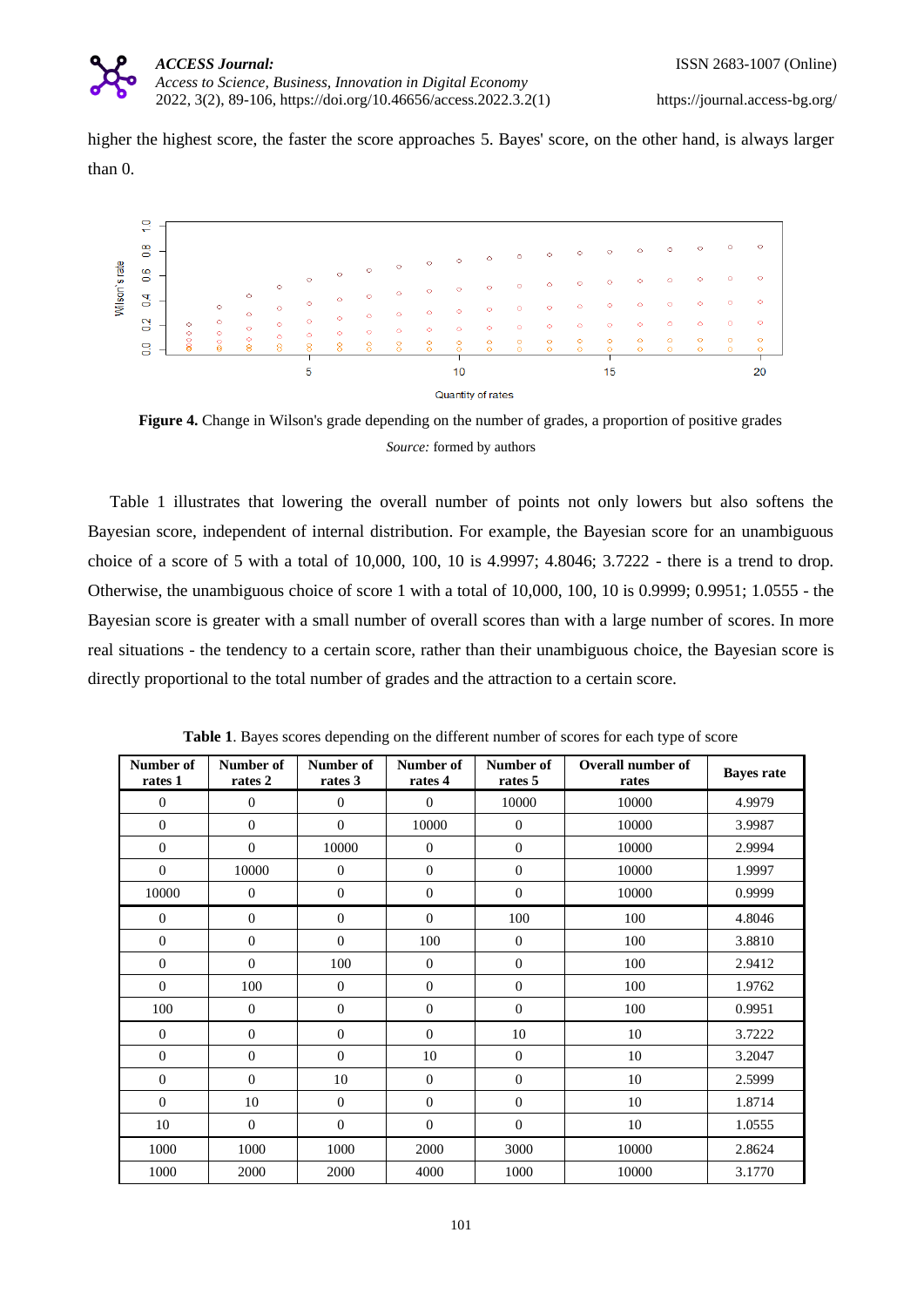higher the highest score, the faster the score approaches 5. Bayes' score, on the other hand, is always larger than 0.

Wilson's rate

0.0 0.2 0.4 0.6 0.8 1.0

5 10 15 20

Quantity of rates

**Figure 4.** Change in Wilson's grade depending on the number of grades, a proportion of positive grades

*Source:* formed by authors

Table 1 illustrates that lowering the overall number of points not only lowers but also softens the Bayesian score, independent of internal distribution. For example, the Bayesian score for an unambiguous choice of a score of 5 with a total of 10,000, 100, 10 is 4.9997; 4.8046; 3.7222 - there is a trend to drop. Otherwise, the unambiguous choice of score 1 with a total of 10,000, 100, 10 is 0.9999; 0.9951; 1.0555 - the Bayesian score is greater with a small number of overall scores than with a large number of scores. In more real situations - the tendency to a certain score, rather than their unambiguous choice, the Bayesian score is directly proportional to the total number of grades and the attraction to a certain score.

**Table 1**. Bayes scores depending on the different number of scores for each type of score

| Number of rates 1 | Number of rates 2 | Number of rates 3 | Number of rates 4 | Number of rates 5 | Overall number of rates | Bayes rate |
|---|---|---|---|---|---|---|
| 0 | 0 | 0 | 0 | 10000 | 10000 | 4.9979 |
| 0 | 0 | 0 | 10000 | 0 | 10000 | 3.9987 |
| 0 | 0 | 10000 | 0 | 0 | 10000 | 2.9994 |
| 0 | 10000 | 0 | 0 | 0 | 10000 | 1.9997 |
| 10000 | 0 | 0 | 0 | 0 | 10000 | 0.9999 |
| 0 | 0 | 0 | 0 | 100 | 100 | 4.8046 |
| 0 | 0 | 0 | 100 | 0 | 100 | 3.8810 |
| 0 | 0 | 100 | 0 | 0 | 100 | 2.9412 |
| 0 | 100 | 0 | 0 | 0 | 100 | 1.9762 |
| 100 | 0 | 0 | 0 | 0 | 100 | 0.9951 |
| 0 | 0 | 0 | 0 | 10 | 10 | 3.7222 |
| 0 | 0 | 0 | 10 | 0 | 10 | 3.2047 |
| 0 | 0 | 10 | 0 | 0 | 10 | 2.5999 |
| 0 | 10 | 0 | 0 | 0 | 10 | 1.8714 |
| 10 | 0 | 0 | 0 | 0 | 10 | 1.0555 |
| 1000 | 1000 | 1000 | 2000 | 3000 | 10000 | 2.8624 |
| 1000 | 2000 | 2000 | 4000 | 1000 | 10000 | 3.1770 |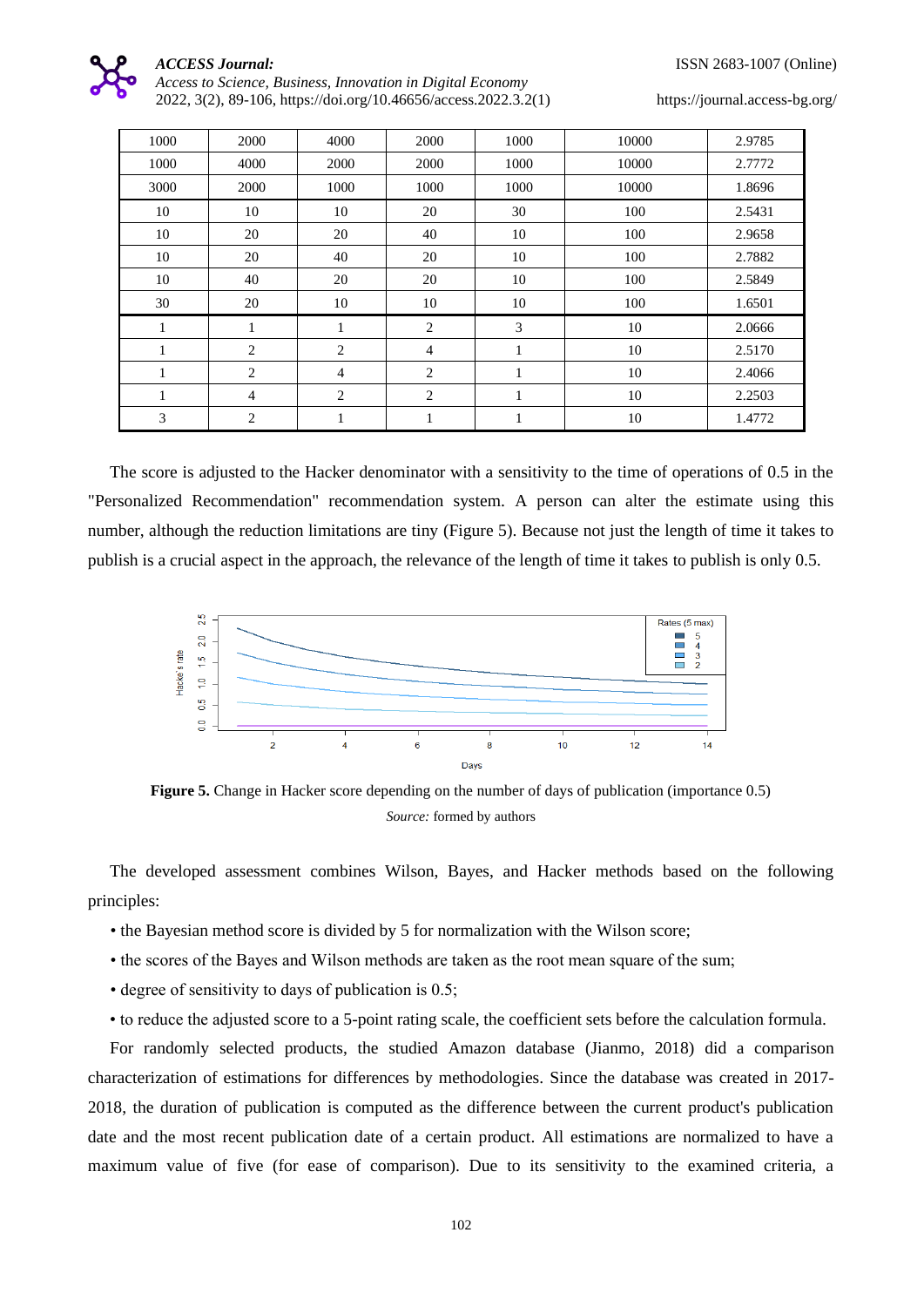| | | | | | | |
|---|---|---|---|---|---|---|
| 1000 | 2000 | 4000 | 2000 | 1000 | 10000 | 2.9785 |
| 1000 | 4000 | 2000 | 2000 | 1000 | 10000 | 2.7772 |
| 3000 | 2000 | 1000 | 1000 | 1000 | 10000 | 1.8696 |
| 10 | 10 | 10 | 20 | 30 | 100 | 2.5431 |
| 10 | 20 | 20 | 40 | 10 | 100 | 2.9658 |
| 10 | 20 | 40 | 20 | 10 | 100 | 2.7882 |
| 10 | 40 | 20 | 20 | 10 | 100 | 2.5849 |
| 30 | 20 | 10 | 10 | 10 | 100 | 1.6501 |
| 1 | 1 | 1 | 2 | 3 | 10 | 2.0666 |
| 1 | 2 | 2 | 4 | 1 | 10 | 2.5170 |
| 1 | 2 | 4 | 2 | 1 | 10 | 2.4066 |
| 1 | 4 | 2 | 2 | 1 | 10 | 2.2503 |
| 3 | 2 | 1 | 1 | 1 | 10 | 1.4772 |

The score is adjusted to the Hacker denominator with a sensitivity to the time of operations of 0.5 in the "Personalized Recommendation" recommendation system. A person can alter the estimate using this number, although the reduction limitations are tiny (Figure 5). Because not just the length of time it takes to publish is a crucial aspect in the approach, the relevance of the length of time it takes to publish is only 0.5.

Hacke's rate
0.0 0.5 1.0 1.5 2.0 2.5
Rates (5 max)
5
4
3
2
2 4 6 8 10 12 14
Days

**Figure 5.** Change in Hacker score depending on the number of days of publication (importance 0.5)

*Source:* formed by authors

The developed assessment combines Wilson, Bayes, and Hacker methods based on the following principles:

- the Bayesian method score is divided by 5 for normalization with the Wilson score;
- the scores of the Bayes and Wilson methods are taken as the root mean square of the sum;
- degree of sensitivity to days of publication is 0.5;
- to reduce the adjusted score to a 5-point rating scale, the coefficient sets before the calculation formula.

For randomly selected products, the studied Amazon database (Jianmo, 2018) did a comparison characterization of estimations for differences by methodologies. Since the database was created in 2017-2018, the duration of publication is computed as the difference between the current product's publication date and the most recent publication date of a certain product. All estimations are normalized to have a maximum value of five (for ease of comparison). Due to its sensitivity to the examined criteria, a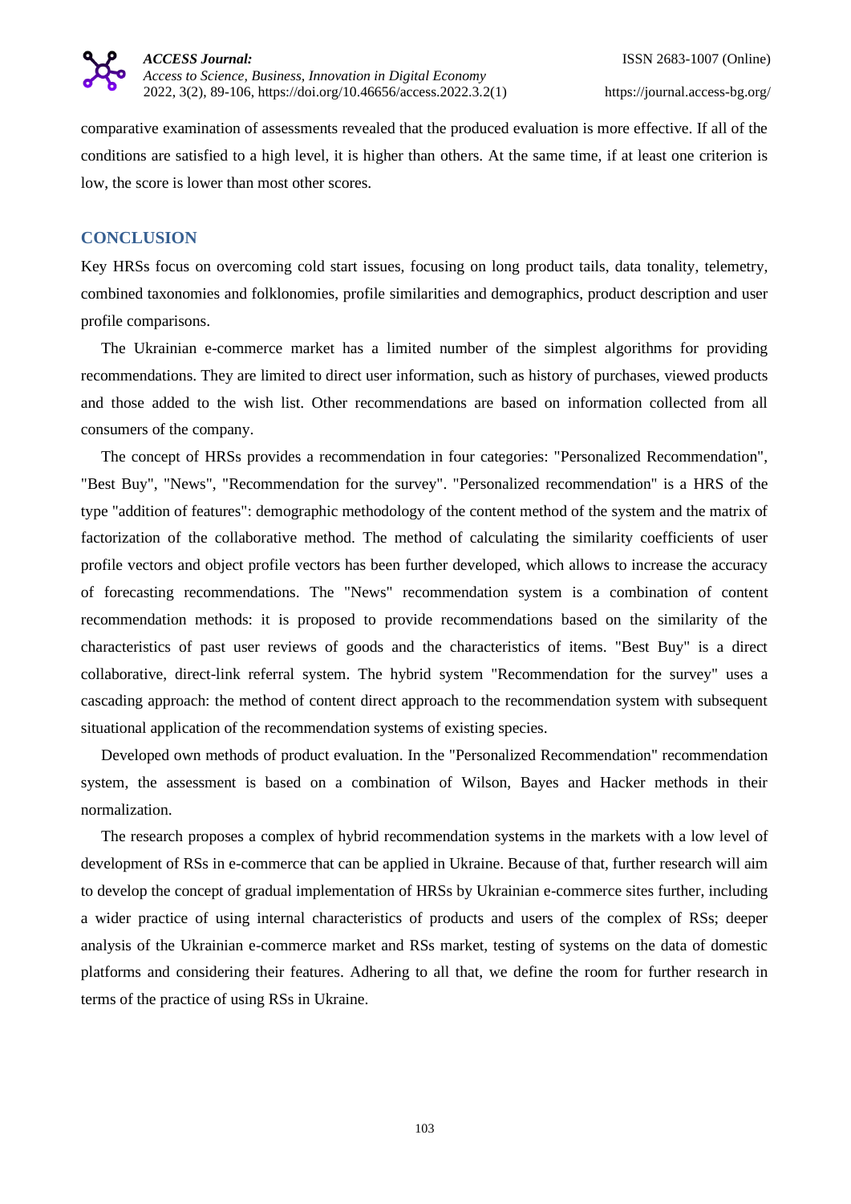comparative examination of assessments revealed that the produced evaluation is more effective. If all of the conditions are satisfied to a high level, it is higher than others. At the same time, if at least one criterion is low, the score is lower than most other scores.

## CONCLUSION

Key HRSs focus on overcoming cold start issues, focusing on long product tails, data tonality, telemetry, combined taxonomies and folklonomies, profile similarities and demographics, product description and user profile comparisons.

The Ukrainian e-commerce market has a limited number of the simplest algorithms for providing recommendations. They are limited to direct user information, such as history of purchases, viewed products and those added to the wish list. Other recommendations are based on information collected from all consumers of the company.

The concept of HRSs provides a recommendation in four categories: "Personalized Recommendation", "Best Buy", "News", "Recommendation for the survey". "Personalized recommendation" is a HRS of the type "addition of features": demographic methodology of the content method of the system and the matrix of factorization of the collaborative method. The method of calculating the similarity coefficients of user profile vectors and object profile vectors has been further developed, which allows to increase the accuracy of forecasting recommendations. The "News" recommendation system is a combination of content recommendation methods: it is proposed to provide recommendations based on the similarity of the characteristics of past user reviews of goods and the characteristics of items. "Best Buy" is a direct collaborative, direct-link referral system. The hybrid system "Recommendation for the survey" uses a cascading approach: the method of content direct approach to the recommendation system with subsequent situational application of the recommendation systems of existing species.

Developed own methods of product evaluation. In the "Personalized Recommendation" recommendation system, the assessment is based on a combination of Wilson, Bayes and Hacker methods in their normalization.

The research proposes a complex of hybrid recommendation systems in the markets with a low level of development of RSs in e-commerce that can be applied in Ukraine. Because of that, further research will aim to develop the concept of gradual implementation of HRSs by Ukrainian e-commerce sites further, including a wider practice of using internal characteristics of products and users of the complex of RSs; deeper analysis of the Ukrainian e-commerce market and RSs market, testing of systems on the data of domestic platforms and considering their features. Adhering to all that, we define the room for further research in terms of the practice of using RSs in Ukraine.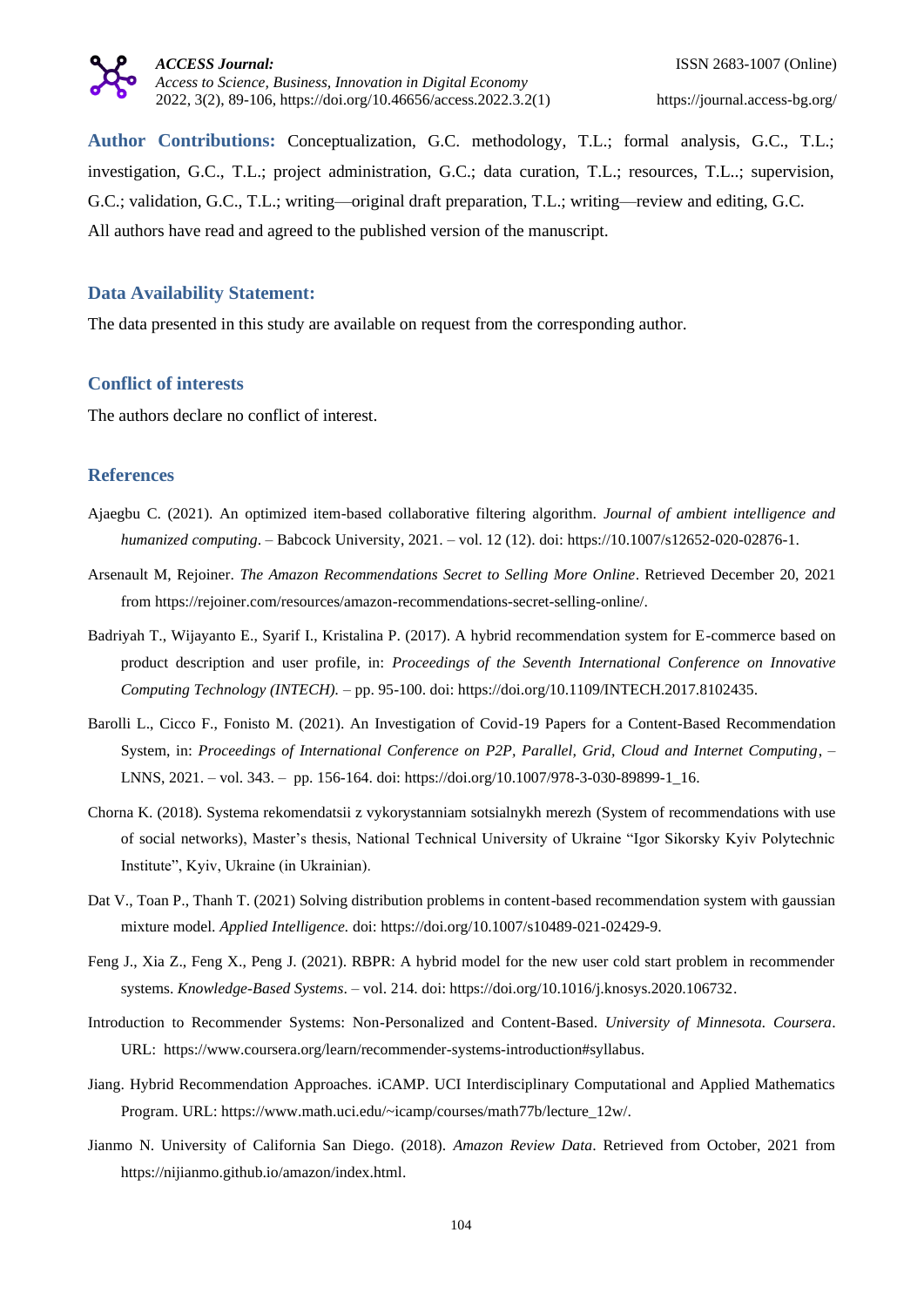**Author Contributions:** Conceptualization, G.C. methodology, T.L.; formal analysis, G.C., T.L.; investigation, G.C., T.L.; project administration, G.C.; data curation, T.L.; resources, T.L..; supervision, G.C.; validation, G.C., T.L.; writing—original draft preparation, T.L.; writing—review and editing, G.C. All authors have read and agreed to the published version of the manuscript.

## Data Availability Statement:

The data presented in this study are available on request from the corresponding author.

## Conflict of interests

The authors declare no conflict of interest.

## References

Ajaegbu C. (2021). An optimized item-based collaborative filtering algorithm. *Journal of ambient intelligence and humanized computing*. – Babcock University, 2021. – vol. 12 (12). doi: https://10.1007/s12652-020-02876-1.

Arsenault M, Rejoiner. *The Amazon Recommendations Secret to Selling More Online*. Retrieved December 20, 2021 from https://rejoiner.com/resources/amazon-recommendations-secret-selling-online/.

Badriyah T., Wijayanto E., Syarif I., Kristalina P. (2017). A hybrid recommendation system for E-commerce based on product description and user profile, in: *Proceedings of the Seventh International Conference on Innovative Computing Technology (INTECH).* – pp. 95-100. doi: https://doi.org/10.1109/INTECH.2017.8102435.

Barolli L., Cicco F., Fonisto M. (2021). An Investigation of Covid-19 Papers for a Content-Based Recommendation System, in: *Proceedings of International Conference on P2P, Parallel, Grid, Cloud and Internet Computing*, – LNNS, 2021. – vol. 343. – pp. 156-164. doi: https://doi.org/10.1007/978-3-030-89899-1_16.

Chorna K. (2018). Systema rekomendatsii z vykorystanniam sotsialnykh merezh (System of recommendations with use of social networks), Master's thesis, National Technical University of Ukraine "Igor Sikorsky Kyiv Polytechnic Institute", Kyiv, Ukraine (in Ukrainian).

Dat V., Toan P., Thanh T. (2021) Solving distribution problems in content-based recommendation system with gaussian mixture model. *Applied Intelligence.* doi: https://doi.org/10.1007/s10489-021-02429-9.

Feng J., Xia Z., Feng X., Peng J. (2021). RBPR: A hybrid model for the new user cold start problem in recommender systems. *Knowledge-Based Systems*. – vol. 214. doi: https://doi.org/10.1016/j.knosys.2020.106732.

Introduction to Recommender Systems: Non-Personalized and Content-Based. *University of Minnesota. Coursera*. URL: https://www.coursera.org/learn/recommender-systems-introduction#syllabus.

Jiang. Hybrid Recommendation Approaches. iCAMP. UCI Interdisciplinary Computational and Applied Mathematics Program. URL: https://www.math.uci.edu/~icamp/courses/math77b/lecture_12w/.

Jianmo N. University of California San Diego. (2018). *Amazon Review Data*. Retrieved from October, 2021 from https://nijianmo.github.io/amazon/index.html.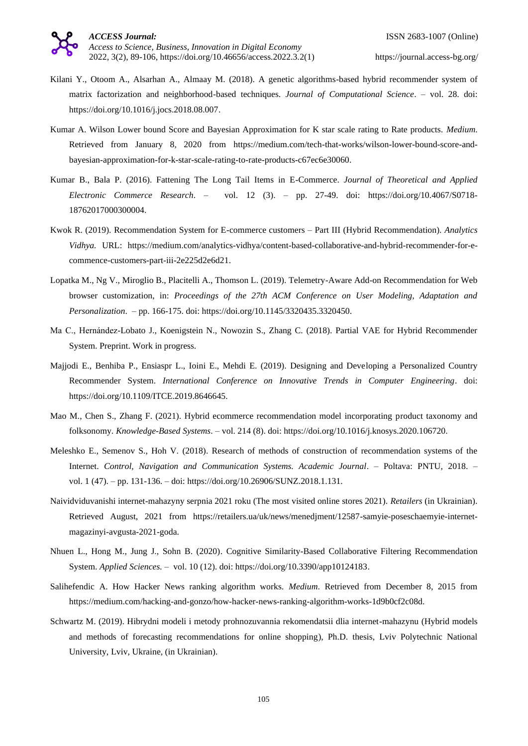Kilani Y., Otoom A., Alsarhan A., Almaay M. (2018). A genetic algorithms-based hybrid recommender system of matrix factorization and neighborhood-based techniques. *Journal of Computational Science*. – vol. 28. doi: https://doi.org/10.1016/j.jocs.2018.08.007.

Kumar A. Wilson Lower bound Score and Bayesian Approximation for K star scale rating to Rate products. *Medium*. Retrieved from January 8, 2020 from https://medium.com/tech-that-works/wilson-lower-bound-score-and-bayesian-approximation-for-k-star-scale-rating-to-rate-products-c67ec6e30060.

Kumar B., Bala P. (2016). Fattening The Long Tail Items in E-Commerce. *Journal of Theoretical and Applied Electronic Commerce Research*. – vol. 12 (3). – pp. 27-49. doi: https://doi.org/10.4067/S0718-18762017000300004.

Kwok R. (2019). Recommendation System for E-commerce customers – Part III (Hybrid Recommendation). *Analytics Vidhya.* URL: https://medium.com/analytics-vidhya/content-based-collaborative-and-hybrid-recommender-for-e-commerce-customers-part-iii-2e225d2e6d21.

Lopatka M., Ng V., Miroglio B., Placitelli A., Thomson L. (2019). Telemetry-Aware Add-on Recommendation for Web browser customization, in: *Proceedings of the 27th ACM Conference on User Modeling, Adaptation and Personalization*. – pp. 166-175. doi: https://doi.org/10.1145/3320435.3320450.

Ma C., Hernández-Lobato J., Koenigstein N., Nowozin S., Zhang C. (2018). Partial VAE for Hybrid Recommender System. Preprint. Work in progress.

Majjodi E., Benhiba P., Ensiaspr L., Ioini E., Mehdi E. (2019). Designing and Developing a Personalized Country Recommender System. *International Conference on Innovative Trends in Computer Engineering*. doi: https://doi.org/10.1109/ITCE.2019.8646645.

Mao M., Chen S., Zhang F. (2021). Hybrid ecommerce recommendation model incorporating product taxonomy and folksonomy. *Knowledge-Based Systems*. – vol. 214 (8). doi: https://doi.org/10.1016/j.knosys.2020.106720.

Meleshko E., Semenov S., Hoh V. (2018). Research of methods of construction of recommendation systems of the Internet. *Control, Navigation and Communication Systems. Academic Journal*. – Poltava: PNTU, 2018. – vol. 1 (47). – pp. 131-136. – doi: https://doi.org/10.26906/SUNZ.2018.1.131.

Naividviduvanishi internet-mahazyny serpnia 2021 roku (The most visited online stores 2021). *Retailers* (in Ukrainian). Retrieved August, 2021 from https://retailers.ua/uk/news/menedjment/12587-samyie-poseschaemyie-internet-magazinyi-avgusta-2021-goda.

Nhuen L., Hong M., Jung J., Sohn B. (2020). Cognitive Similarity-Based Collaborative Filtering Recommendation System. *Applied Sciences*. – vol. 10 (12). doi: https://doi.org/10.3390/app10124183.

Salihefendic A. How Hacker News ranking algorithm works. *Medium*. Retrieved from December 8, 2015 from https://medium.com/hacking-and-gonzo/how-hacker-news-ranking-algorithm-works-1d9b0cf2c08d.

Schwartz M. (2019). Hibrydni modeli i metody prohnozuvannia rekomendatsii dlia internet-mahazynu (Hybrid models and methods of forecasting recommendations for online shopping), Ph.D. thesis, Lviv Polytechnic National University, Lviv, Ukraine, (in Ukrainian).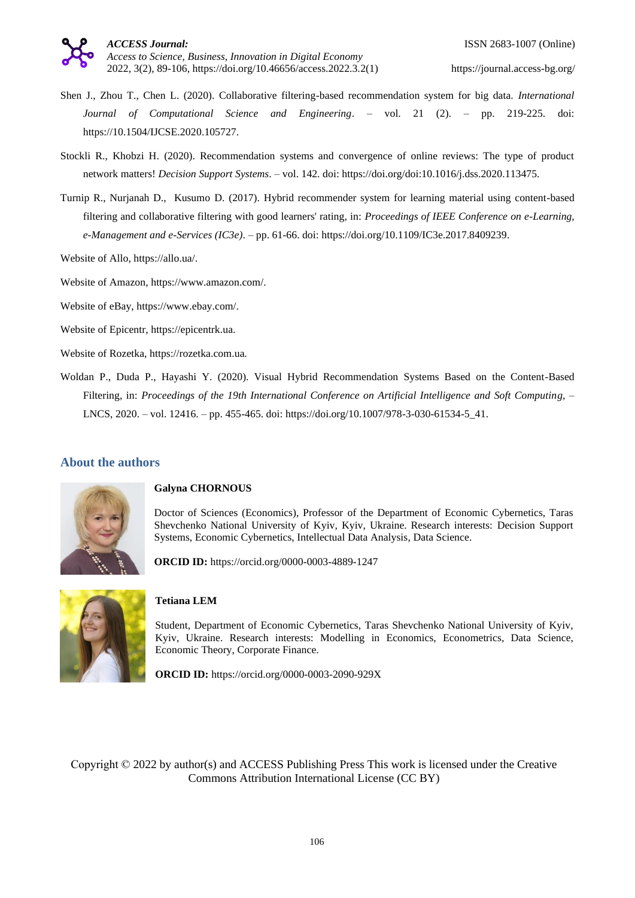Shen J., Zhou T., Chen L. (2020). Collaborative filtering-based recommendation system for big data. *International Journal of Computational Science and Engineering*. – vol. 21 (2). – pp. 219-225. doi: https://10.1504/IJCSE.2020.105727.

Stockli R., Khobzi H. (2020). Recommendation systems and convergence of online reviews: The type of product network matters! *Decision Support Systems*. – vol. 142. doi: https://doi.org/doi:10.1016/j.dss.2020.113475.

Turnip R., Nurjanah D., Kusumo D. (2017). Hybrid recommender system for learning material using content-based filtering and collaborative filtering with good learners' rating, in: *Proceedings of IEEE Conference on e-Learning, e-Management and e-Services (IC3e)*. – pp. 61-66. doi: https://doi.org/10.1109/IC3e.2017.8409239.

Website of Allo, https://allo.ua/.

Website of Amazon, https://www.amazon.com/.

Website of eBay, https://www.ebay.com/.

Website of Epicentr, https://epicentrk.ua.

Website of Rozetka, https://rozetka.com.ua.

Woldan P., Duda P., Hayashi Y. (2020). Visual Hybrid Recommendation Systems Based on the Content-Based Filtering, in: *Proceedings of the 19th International Conference on Artificial Intelligence and Soft Computing*, – LNCS, 2020. – vol. 12416. – pp. 455-465. doi: https://doi.org/10.1007/978-3-030-61534-5_41.

## About the authors

**Galyna CHORNOUS**

Doctor of Sciences (Economics), Professor of the Department of Economic Cybernetics, Taras Shevchenko National University of Kyiv, Kyiv, Ukraine. Research interests: Decision Support Systems, Economic Cybernetics, Intellectual Data Analysis, Data Science.

**ORCID ID:** https://orcid.org/0000-0003-4889-1247

**Tetiana LEM**

Student, Department of Economic Cybernetics, Taras Shevchenko National University of Kyiv, Kyiv, Ukraine. Research interests: Modelling in Economics, Econometrics, Data Science, Economic Theory, Corporate Finance.

**ORCID ID:** https://orcid.org/0000-0003-2090-929X

Copyright © 2022 by author(s) and ACCESS Publishing Press This work is licensed under the Creative Commons Attribution International License (CC BY)